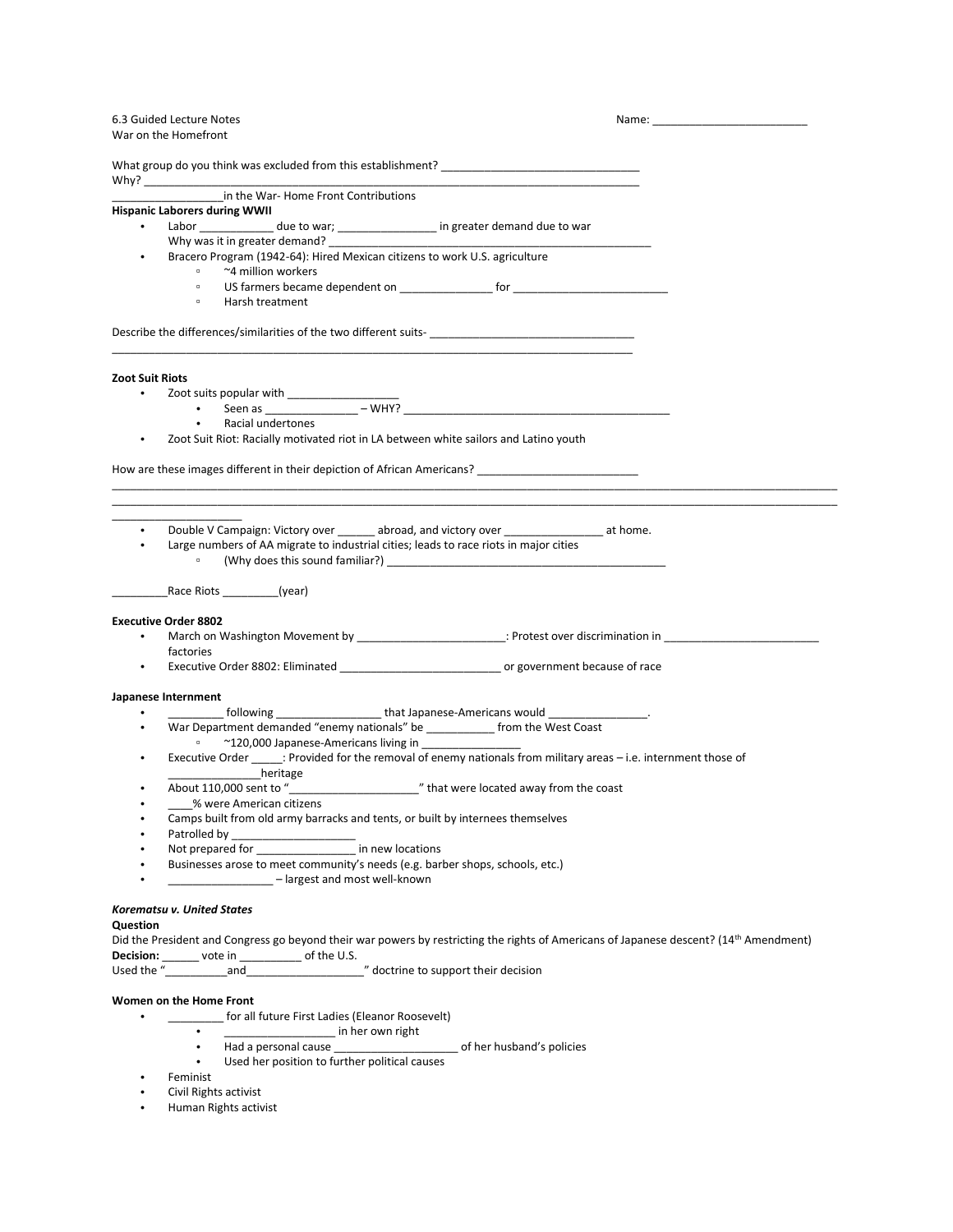6.3 Guided Lecture Notes  
War on the Homefront

Name: _________________________

What group do you think was excluded from this establishment? _______________________________  
Why? _____________________________________________________________________________

__________________in the War- Home Front Contributions

**Hispanic Laborers during WWII**

- Labor ____________ due to war; ________________ in greater demand due to war  
  Why was it in greater demand? _____________________________________________________
- Bracero Program (1942-64): Hired Mexican citizens to work U.S. agriculture
  - ~4 million workers
  - US farmers became dependent on _______________ for _________________________
  - Harsh treatment

Describe the differences/similarities of the two different suits- _________________________________  
_________________________________________________________________________________

**Zoot Suit Riots**

- Zoot suits popular with __________________
  - Seen as _______________ – WHY? ____________________________________________
  - Racial undertones
- Zoot Suit Riot: Racially motivated riot in LA between white sailors and Latino youth

How are these images different in their depiction of African Americans? __________________________  
_____________________________________________________________________________________________  
_____________________________________________________________________________________________

_____________________

- Double V Campaign: Victory over ______ abroad, and victory over ________________ at home.
- Large numbers of AA migrate to industrial cities; leads to race riots in major cities
  - (Why does this sound familiar?) ______________________________________________

_________Race Riots _________(year)

**Executive Order 8802**

- March on Washington Movement by ________________________: Protest over discrimination in _________________________ factories
- Executive Order 8802: Eliminated __________________________ or government because of race

**Japanese Internment**

- _________ following _________________ that Japanese-Americans would ________________.
- War Department demanded "enemy nationals" be ___________ from the West Coast
  - ~120,000 Japanese-Americans living in ________________
- Executive Order _____: Provided for the removal of enemy nationals from military areas – i.e. internment those of _______________heritage
- About 110,000 sent to "_____________________" that were located away from the coast
- ____% were American citizens
- Camps built from old army barracks and tents, or built by internees themselves
- Patrolled by ____________________
- Not prepared for ________________ in new locations
- Businesses arose to meet community's needs (e.g. barber shops, schools, etc.)
- _________________ – largest and most well-known

***Korematsu v. United States***

**Question**

Did the President and Congress go beyond their war powers by restricting the rights of Americans of Japanese descent? (14th Amendment)

**Decision:** ______ vote in __________ of the U.S.

Used the "__________and__________________" doctrine to support their decision

**Women on the Home Front**

- _________ for all future First Ladies (Eleanor Roosevelt)
  - __________________ in her own right
  - Had a personal cause ____________________ of her husband's policies
  - Used her position to further political causes
- Feminist
- Civil Rights activist
- Human Rights activist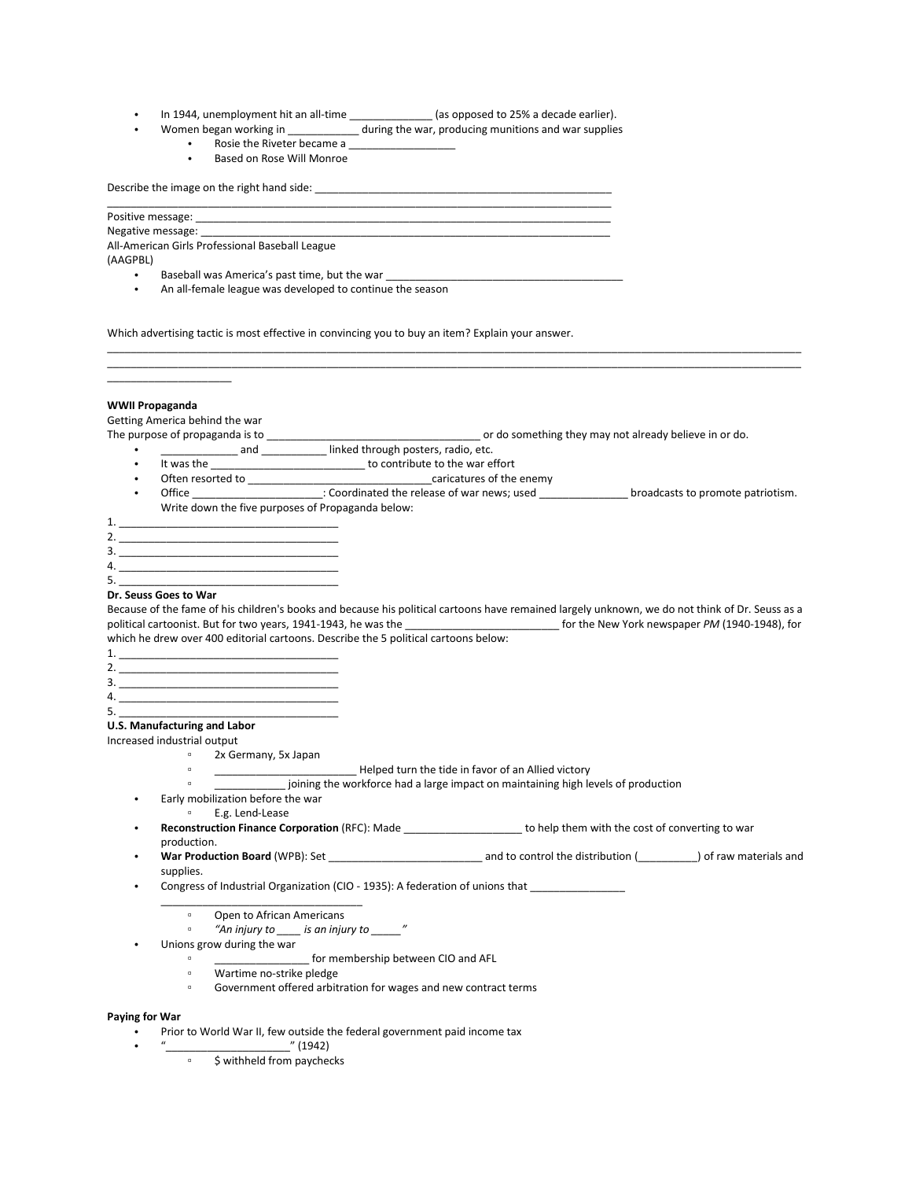- In 1944, unemployment hit an all-time ______________ (as opposed to 25% a decade earlier).
- Women began working in ____________ during the war, producing munitions and war supplies
    - Rosie the Riveter became a __________________
    - Based on Rose Will Monroe

Describe the image on the right hand side: ___________________________________________________
______________________________________________________________________________________
Positive message: ______________________________________________________________________
Negative message: _____________________________________________________________________
All-American Girls Professional Baseball League
(AAGPBL)

- Baseball was America's past time, but the war _________________________________________
- An all-female league was developed to continue the season

Which advertising tactic is most effective in convincing you to buy an item? Explain your answer.
_________________________________________________________________________________________________________________
_________________________________________________________________________________________________________________
_____________________

**WWII Propaganda**

Getting America behind the war

The purpose of propaganda is to ____________________________________ or do something they may not already believe in or do.

- _____________ and ___________ linked through posters, radio, etc.
- It was the __________________________ to contribute to the war effort
- Often resorted to _______________________________caricatures of the enemy
- Office ______________________: Coordinated the release of war news; used _______________ broadcasts to promote patriotism.

    Write down the five purposes of Propaganda below:

1. ______________________________________
2. ______________________________________
3. ______________________________________
4. ______________________________________
5. ______________________________________

**Dr. Seuss Goes to War**

Because of the fame of his children's books and because his political cartoons have remained largely unknown, we do not think of Dr. Seuss as a political cartoonist. But for two years, 1941-1943, he was the __________________________ for the New York newspaper *PM* (1940-1948), for which he drew over 400 editorial cartoons. Describe the 5 political cartoons below:

1. ______________________________________
2. ______________________________________
3. ______________________________________
4. ______________________________________
5. ______________________________________

**U.S. Manufacturing and Labor**

Increased industrial output

- 2x Germany, 5x Japan
- ________________________ Helped turn the tide in favor of an Allied victory
- ____________ joining the workforce had a large impact on maintaining high levels of production

- Early mobilization before the war
    - E.g. Lend-Lease
- **Reconstruction Finance Corporation** (RFC): Made ____________________ to help them with the cost of converting to war production.
- **War Production Board** (WPB): Set __________________________ and to control the distribution (__________) of raw materials and supplies.
- Congress of Industrial Organization (CIO - 1935): A federation of unions that ________________ __________________________________
    - Open to African Americans
    - *"An injury to ____ is an injury to _____"*
- Unions grow during the war
    - ________________ for membership between CIO and AFL
    - Wartime no-strike pledge
    - Government offered arbitration for wages and new contract terms

**Paying for War**

- Prior to World War II, few outside the federal government paid income tax
- "_____________________" (1942)
    - $ withheld from paychecks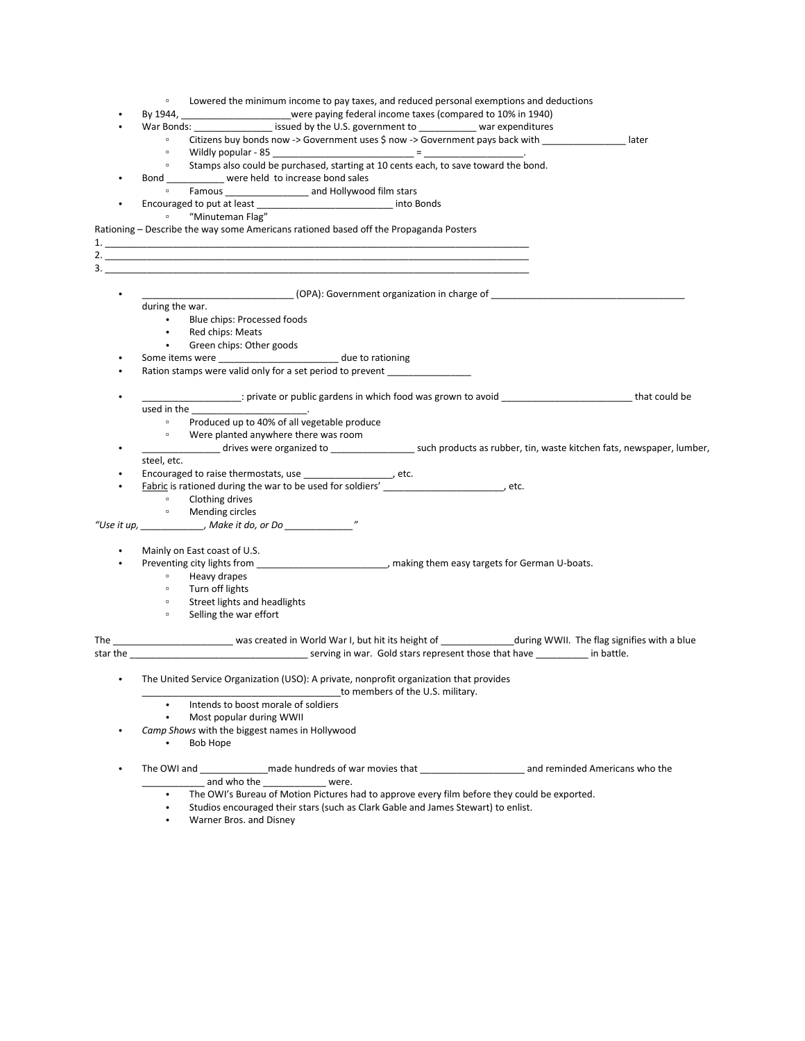- Lowered the minimum income to pay taxes, and reduced personal exemptions and deductions
- By 1944, _____________________were paying federal income taxes (compared to 10% in 1940)
- War Bonds: _______________ issued by the U.S. government to ___________ war expenditures
  - Citizens buy bonds now -> Government uses $ now -> Government pays back with ________________ later
  - Wildly popular - 85 ___________________________ = ___________________.
  - Stamps also could be purchased, starting at 10 cents each, to save toward the bond.
- Bond ___________ were held to increase bond sales
  - Famous ________________ and Hollywood film stars
- Encouraged to put at least __________________________ into Bonds
  - "Minuteman Flag"

Rationing – Describe the way some Americans rationed based off the Propaganda Posters

1. ____________________________________________________________________________________
2. ____________________________________________________________________________________
3. ____________________________________________________________________________________

- _____________________________ (OPA): Government organization in charge of ______________________________________ during the war.
  - Blue chips: Processed foods
  - Red chips: Meats
  - Green chips: Other goods
- Some items were _______________________ due to rationing
- Ration stamps were valid only for a set period to prevent ________________

- ___________________: private or public gardens in which food was grown to avoid _________________________ that could be used in the ______________________.
  - Produced up to 40% of all vegetable produce
  - Were planted anywhere there was room
- _______________ drives were organized to ________________ such products as rubber, tin, waste kitchen fats, newspaper, lumber, steel, etc.
- Encouraged to raise thermostats, use _________________, etc.
- Fabric is rationed during the war to be used for soldiers' _______________________, etc.
  - Clothing drives
  - Mending circles

*"Use it up, ____________, Make it do, or Do _____________"*

- Mainly on East coast of U.S.
- Preventing city lights from _________________________, making them easy targets for German U-boats.
  - Heavy drapes
  - Turn off lights
  - Street lights and headlights
  - Selling the war effort

The _______________________ was created in World War I, but hit its height of ______________during WWII. The flag signifies with a blue star the __________________________________ serving in war. Gold stars represent those that have __________ in battle.

- The United Service Organization (USO): A private, nonprofit organization that provides ______________________________________to members of the U.S. military.
  - Intends to boost morale of soldiers
  - Most popular during WWII
- *Camp Shows* with the biggest names in Hollywood
  - Bob Hope

- The OWI and _____________made hundreds of war movies that ____________________ and reminded Americans who the ____________ and who the ____________ were.
  - The OWI's Bureau of Motion Pictures had to approve every film before they could be exported.
  - Studios encouraged their stars (such as Clark Gable and James Stewart) to enlist.
  - Warner Bros. and Disney